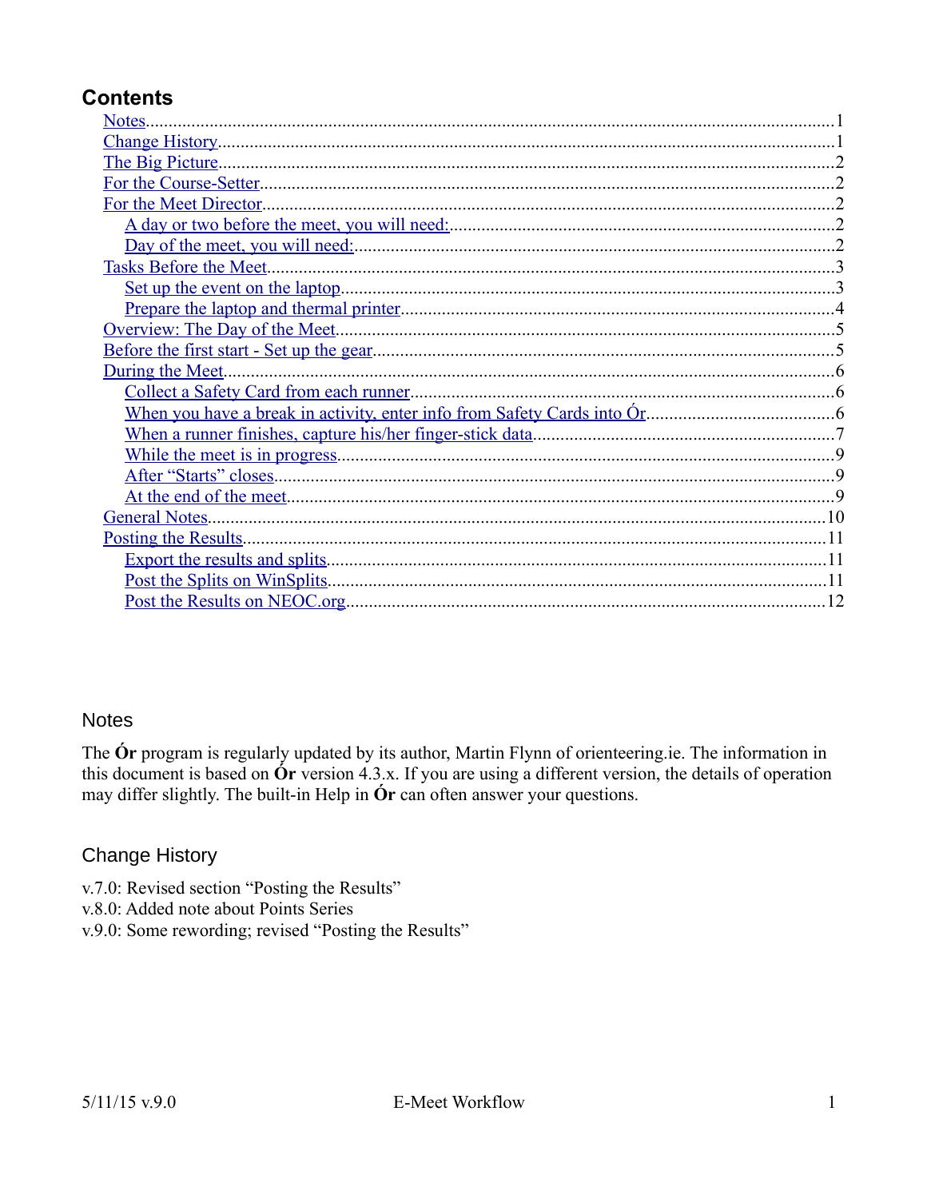# Contents

- Notes ..... 1
- Change History ..... 1
- The Big Picture ..... 2
- For the Course-Setter ..... 2
- For the Meet Director ..... 2
  - A day or two before the meet, you will need: ..... 2
  - Day of the meet, you will need: ..... 2
- Tasks Before the Meet ..... 3
  - Set up the event on the laptop ..... 3
  - Prepare the laptop and thermal printer ..... 4
- Overview: The Day of the Meet ..... 5
- Before the first start - Set up the gear ..... 5
- During the Meet ..... 6
  - Collect a Safety Card from each runner ..... 6
  - When you have a break in activity, enter info from Safety Cards into Ór ..... 6
  - When a runner finishes, capture his/her finger-stick data ..... 7
  - While the meet is in progress ..... 9
  - After “Starts” closes ..... 9
  - At the end of the meet ..... 9
- General Notes ..... 10
- Posting the Results ..... 11
  - Export the results and splits ..... 11
  - Post the Splits on WinSplits ..... 11
  - Post the Results on NEOC.org ..... 12

## Notes

The **Ór** program is regularly updated by its author, Martin Flynn of orienteering.ie. The information in this document is based on **Ór** version 4.3.x. If you are using a different version, the details of operation may differ slightly. The built-in Help in **Ór** can often answer your questions.

## Change History

v.7.0: Revised section “Posting the Results”
v.8.0: Added note about Points Series
v.9.0: Some rewording; revised “Posting the Results”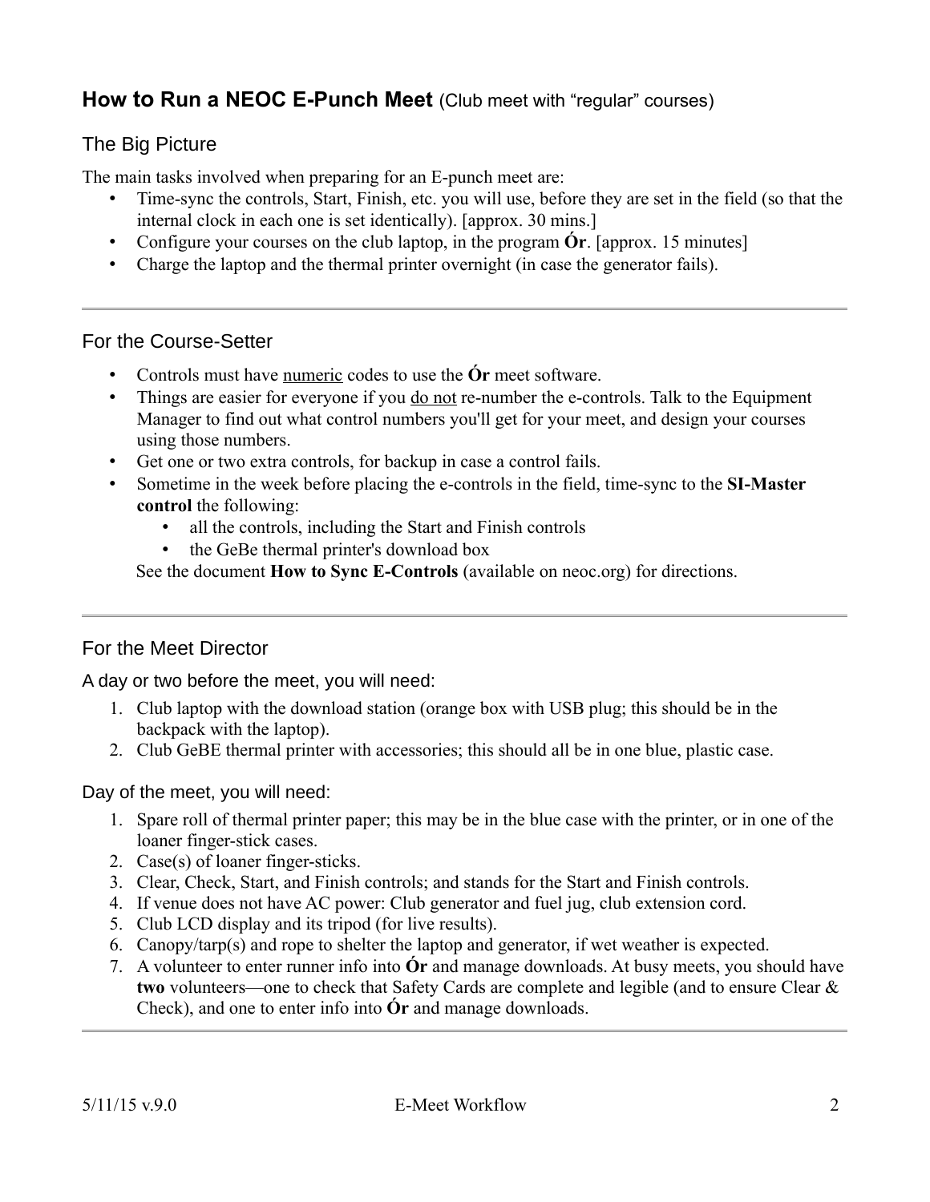## How to Run a NEOC E-Punch Meet (Club meet with "regular" courses)

### The Big Picture

The main tasks involved when preparing for an E-punch meet are:

- Time-sync the controls, Start, Finish, etc. you will use, before they are set in the field (so that the internal clock in each one is set identically). [approx. 30 mins.]
- Configure your courses on the club laptop, in the program **Ór**. [approx. 15 minutes]
- Charge the laptop and the thermal printer overnight (in case the generator fails).

---

### For the Course-Setter

- Controls must have <u>numeric</u> codes to use the **Ór** meet software.
- Things are easier for everyone if you <u>do not</u> re-number the e-controls. Talk to the Equipment Manager to find out what control numbers you'll get for your meet, and design your courses using those numbers.
- Get one or two extra controls, for backup in case a control fails.
- Sometime in the week before placing the e-controls in the field, time-sync to the **SI-Master control** the following:
  - all the controls, including the Start and Finish controls
  - the GeBe thermal printer's download box

  See the document **How to Sync E-Controls** (available on neoc.org) for directions.

---

### For the Meet Director

A day or two before the meet, you will need:

1. Club laptop with the download station (orange box with USB plug; this should be in the backpack with the laptop).
2. Club GeBE thermal printer with accessories; this should all be in one blue, plastic case.

Day of the meet, you will need:

1. Spare roll of thermal printer paper; this may be in the blue case with the printer, or in one of the loaner finger-stick cases.
2. Case(s) of loaner finger-sticks.
3. Clear, Check, Start, and Finish controls; and stands for the Start and Finish controls.
4. If venue does not have AC power: Club generator and fuel jug, club extension cord.
5. Club LCD display and its tripod (for live results).
6. Canopy/tarp(s) and rope to shelter the laptop and generator, if wet weather is expected.
7. A volunteer to enter runner info into **Ór** and manage downloads. At busy meets, you should have **two** volunteers—one to check that Safety Cards are complete and legible (and to ensure Clear & Check), and one to enter info into **Ór** and manage downloads.

---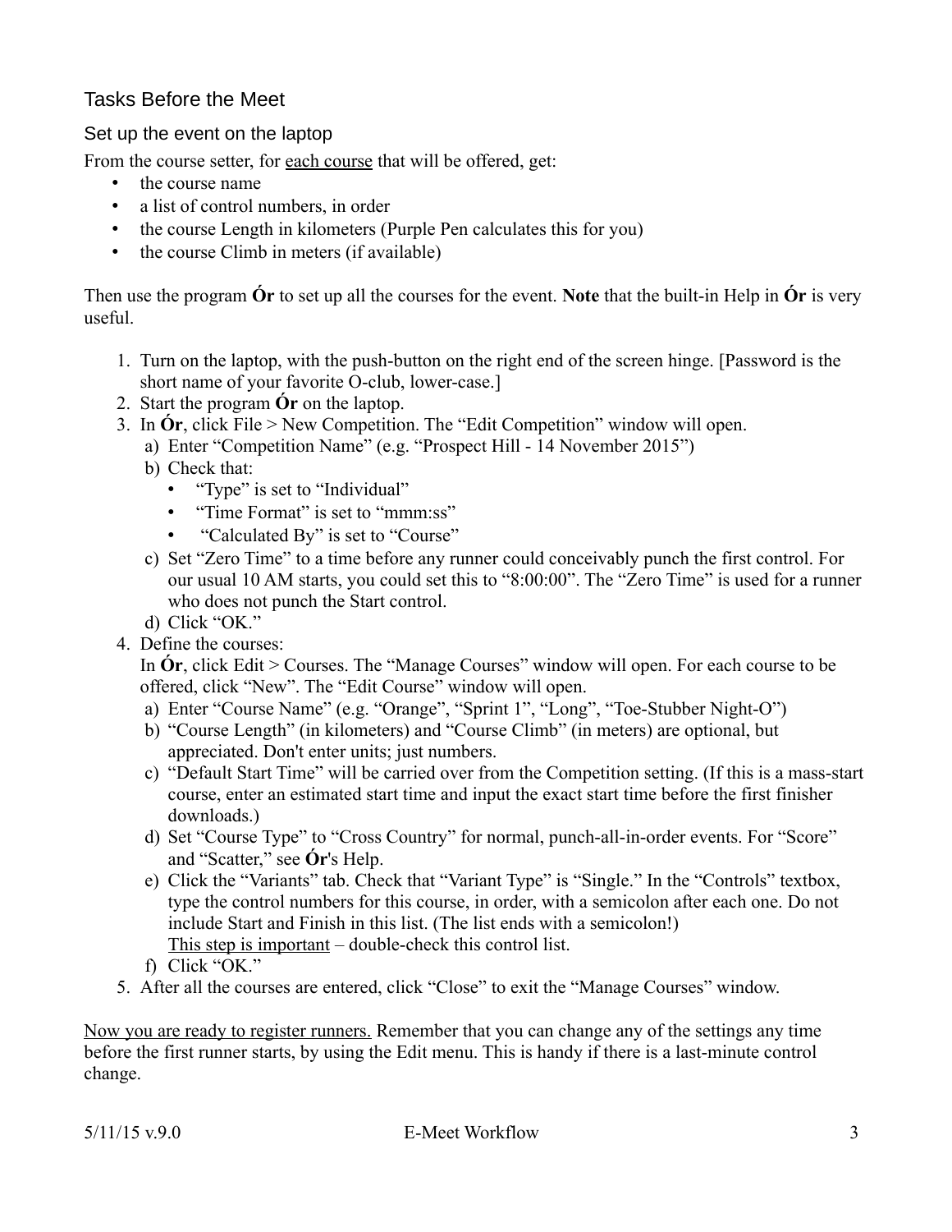## Tasks Before the Meet

### Set up the event on the laptop

From the course setter, for <u>each course</u> that will be offered, get:

- the course name
- a list of control numbers, in order
- the course Length in kilometers (Purple Pen calculates this for you)
- the course Climb in meters (if available)

Then use the program **Ór** to set up all the courses for the event. **Note** that the built-in Help in **Ór** is very useful.

1. Turn on the laptop, with the push-button on the right end of the screen hinge. [Password is the short name of your favorite O-club, lower-case.]
2. Start the program **Ór** on the laptop.
3. In **Ór**, click File > New Competition. The "Edit Competition" window will open.
    a) Enter "Competition Name" (e.g. "Prospect Hill - 14 November 2015")
    b) Check that:
        - "Type" is set to "Individual"
        - "Time Format" is set to "mmm:ss"
        - "Calculated By" is set to "Course"
    c) Set "Zero Time" to a time before any runner could conceivably punch the first control. For our usual 10 AM starts, you could set this to "8:00:00". The "Zero Time" is used for a runner who does not punch the Start control.
    d) Click "OK."
4. Define the courses:
   In **Ór**, click Edit > Courses. The "Manage Courses" window will open. For each course to be offered, click "New". The "Edit Course" window will open.
    a) Enter "Course Name" (e.g. "Orange", "Sprint 1", "Long", "Toe-Stubber Night-O")
    b) "Course Length" (in kilometers) and "Course Climb" (in meters) are optional, but appreciated. Don't enter units; just numbers.
    c) "Default Start Time" will be carried over from the Competition setting. (If this is a mass-start course, enter an estimated start time and input the exact start time before the first finisher downloads.)
    d) Set "Course Type" to "Cross Country" for normal, punch-all-in-order events. For "Score" and "Scatter," see **Ór**'s Help.
    e) Click the "Variants" tab. Check that "Variant Type" is "Single." In the "Controls" textbox, type the control numbers for this course, in order, with a semicolon after each one. Do not include Start and Finish in this list. (The list ends with a semicolon!)
       <u>This step is important</u> – double-check this control list.
    f) Click "OK."
5. After all the courses are entered, click "Close" to exit the "Manage Courses" window.

<u>Now you are ready to register runners.</u> Remember that you can change any of the settings any time before the first runner starts, by using the Edit menu. This is handy if there is a last-minute control change.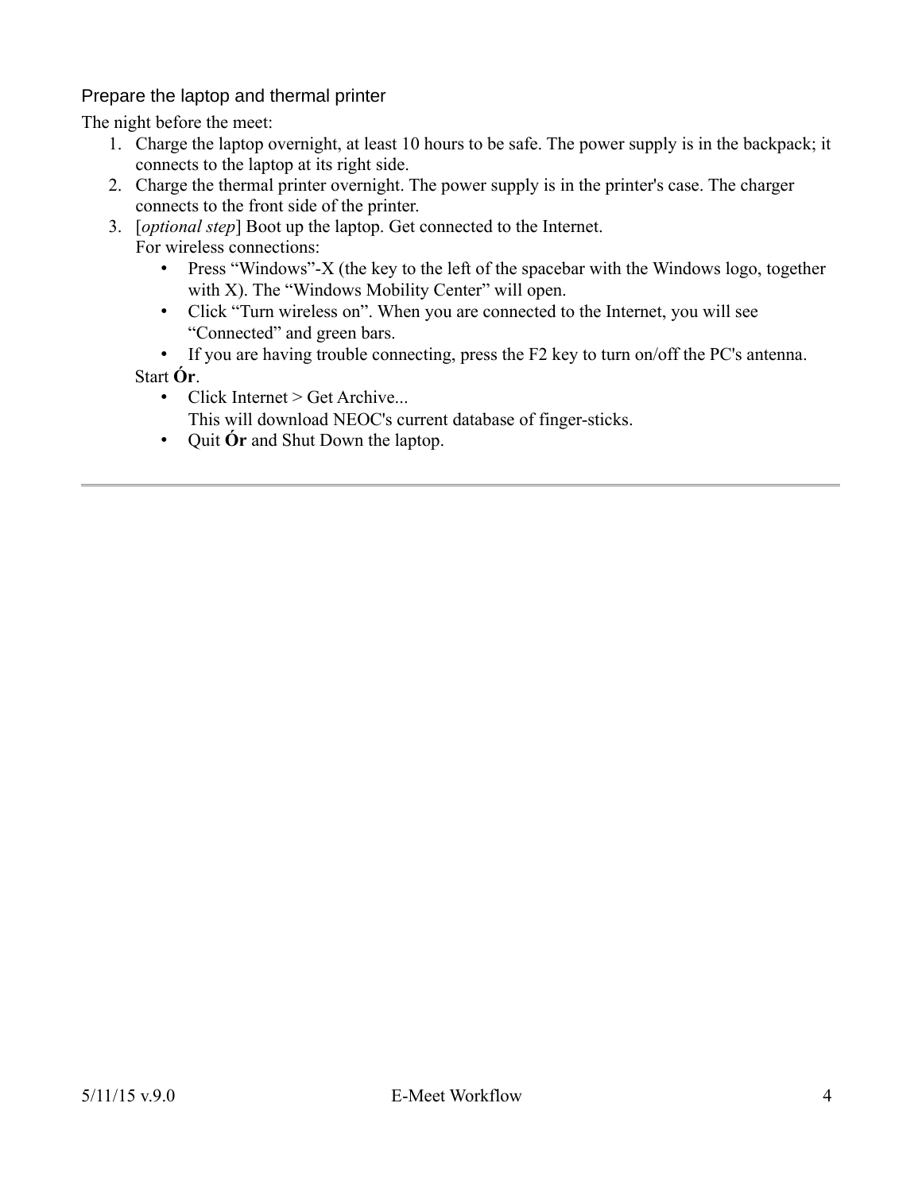### Prepare the laptop and thermal printer

The night before the meet:

1. Charge the laptop overnight, at least 10 hours to be safe. The power supply is in the backpack; it connects to the laptop at its right side.
2. Charge the thermal printer overnight. The power supply is in the printer's case. The charger connects to the front side of the printer.
3. [*optional step*] Boot up the laptop. Get connected to the Internet.
   For wireless connections:
   - Press “Windows”-X (the key to the left of the spacebar with the Windows logo, together with X). The “Windows Mobility Center” will open.
   - Click “Turn wireless on”. When you are connected to the Internet, you will see “Connected” and green bars.
   - If you are having trouble connecting, press the F2 key to turn on/off the PC's antenna.

   Start **Ór**.
   - Click Internet > Get Archive...
     This will download NEOC's current database of finger-sticks.
   - Quit **Ór** and Shut Down the laptop.

---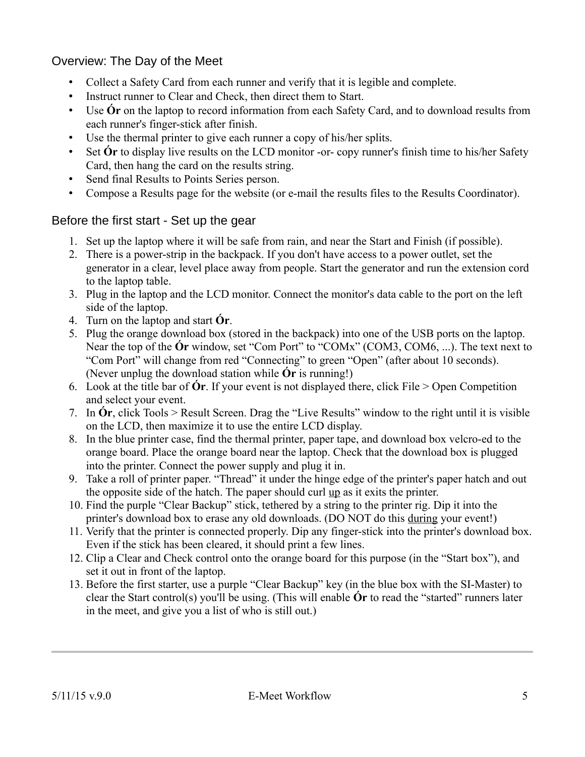## Overview: The Day of the Meet

- Collect a Safety Card from each runner and verify that it is legible and complete.
- Instruct runner to Clear and Check, then direct them to Start.
- Use **Ór** on the laptop to record information from each Safety Card, and to download results from each runner's finger-stick after finish.
- Use the thermal printer to give each runner a copy of his/her splits.
- Set **Ór** to display live results on the LCD monitor -or- copy runner's finish time to his/her Safety Card, then hang the card on the results string.
- Send final Results to Points Series person.
- Compose a Results page for the website (or e-mail the results files to the Results Coordinator).

## Before the first start - Set up the gear

1. Set up the laptop where it will be safe from rain, and near the Start and Finish (if possible).
2. There is a power-strip in the backpack. If you don't have access to a power outlet, set the generator in a clear, level place away from people. Start the generator and run the extension cord to the laptop table.
3. Plug in the laptop and the LCD monitor. Connect the monitor's data cable to the port on the left side of the laptop.
4. Turn on the laptop and start **Ór**.
5. Plug the orange download box (stored in the backpack) into one of the USB ports on the laptop. Near the top of the **Ór** window, set "Com Port" to "COMx" (COM3, COM6, ...). The text next to "Com Port" will change from red "Connecting" to green "Open" (after about 10 seconds). (Never unplug the download station while **Ór** is running!)
6. Look at the title bar of **Ór**. If your event is not displayed there, click File > Open Competition and select your event.
7. In **Ór**, click Tools > Result Screen. Drag the "Live Results" window to the right until it is visible on the LCD, then maximize it to use the entire LCD display.
8. In the blue printer case, find the thermal printer, paper tape, and download box velcro-ed to the orange board. Place the orange board near the laptop. Check that the download box is plugged into the printer. Connect the power supply and plug it in.
9. Take a roll of printer paper. "Thread" it under the hinge edge of the printer's paper hatch and out the opposite side of the hatch. The paper should curl <u>up</u> as it exits the printer.
10. Find the purple "Clear Backup" stick, tethered by a string to the printer rig. Dip it into the printer's download box to erase any old downloads. (DO NOT do this <u>during</u> your event!)
11. Verify that the printer is connected properly. Dip any finger-stick into the printer's download box. Even if the stick has been cleared, it should print a few lines.
12. Clip a Clear and Check control onto the orange board for this purpose (in the "Start box"), and set it out in front of the laptop.
13. Before the first starter, use a purple "Clear Backup" key (in the blue box with the SI-Master) to clear the Start control(s) you'll be using. (This will enable **Ór** to read the "started" runners later in the meet, and give you a list of who is still out.)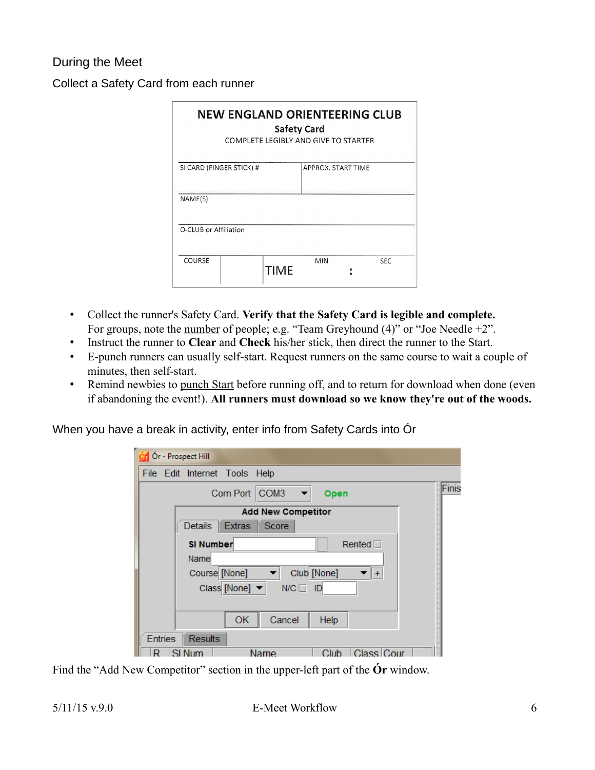## During the Meet

Collect a Safety Card from each runner

| NEW ENGLAND ORIENTEERING CLUB<br>Safety Card<br>COMPLETE LEGIBLY AND GIVE TO STARTER | | |
|---|---|---|
| SI CARD (FINGER STICK) # | APPROX. START TIME | |
| NAME(S) | | |
| O-CLUB or Affiliation | | |
| COURSE | TIME MIN : | SEC |

- Collect the runner's Safety Card. **Verify that the Safety Card is legible and complete.** For groups, note the number of people; e.g. "Team Greyhound (4)" or "Joe Needle +2".
- Instruct the runner to **Clear** and **Check** his/her stick, then direct the runner to the Start.
- E-punch runners can usually self-start. Request runners on the same course to wait a couple of minutes, then self-start.
- Remind newbies to punch Start before running off, and to return for download when done (even if abandoning the event!). **All runners must download so we know they're out of the woods.**

When you have a break in activity, enter info from Safety Cards into Ór

Ór - Prospect Hill

File Edit Internet Tools Help

Com Port COM3 Open

Add New Competitor

Details | Extras | Score

SI Number | Rented

Name

Course [None] | Club [None] +

Class [None] | N/C | ID

OK | Cancel | Help

Entries | Results

R | SI Num | Name | Club | Class | Cour

Find the "Add New Competitor" section in the upper-left part of the **Ór** window.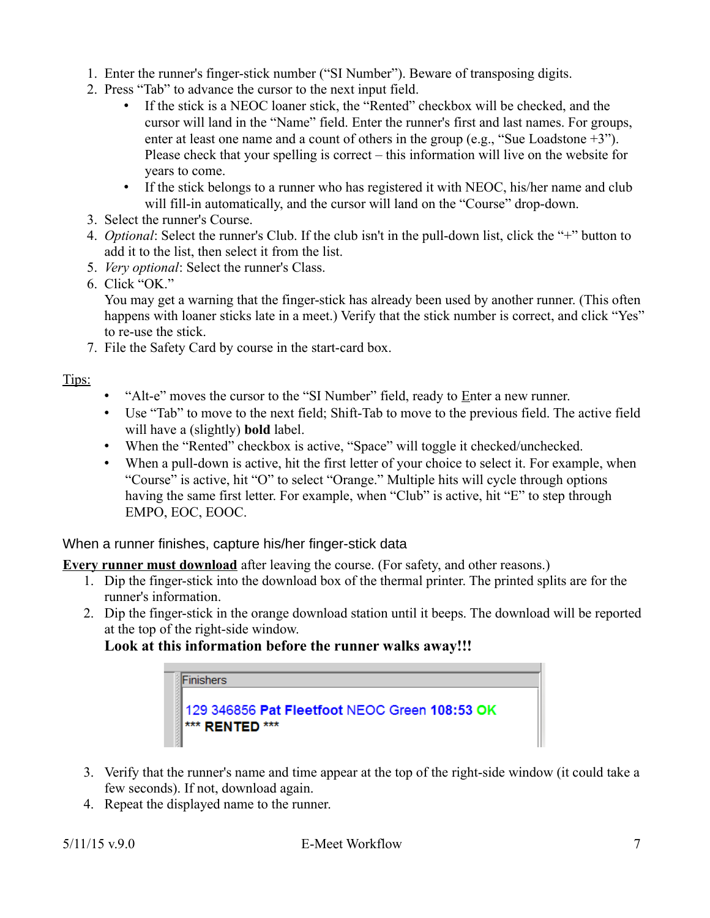1. Enter the runner's finger-stick number ("SI Number"). Beware of transposing digits.
2. Press "Tab" to advance the cursor to the next input field.
   - If the stick is a NEOC loaner stick, the "Rented" checkbox will be checked, and the cursor will land in the "Name" field. Enter the runner's first and last names. For groups, enter at least one name and a count of others in the group (e.g., "Sue Loadstone +3"). Please check that your spelling is correct – this information will live on the website for years to come.
   - If the stick belongs to a runner who has registered it with NEOC, his/her name and club will fill-in automatically, and the cursor will land on the "Course" drop-down.
3. Select the runner's Course.
4. *Optional*: Select the runner's Club. If the club isn't in the pull-down list, click the "+" button to add it to the list, then select it from the list.
5. *Very optional*: Select the runner's Class.
6. Click "OK."
   You may get a warning that the finger-stick has already been used by another runner. (This often happens with loaner sticks late in a meet.) Verify that the stick number is correct, and click "Yes" to re-use the stick.
7. File the Safety Card by course in the start-card box.

Tips:

- "Alt-e" moves the cursor to the "SI Number" field, ready to Enter a new runner.
- Use "Tab" to move to the next field; Shift-Tab to move to the previous field. The active field will have a (slightly) **bold** label.
- When the "Rented" checkbox is active, "Space" will toggle it checked/unchecked.
- When a pull-down is active, hit the first letter of your choice to select it. For example, when "Course" is active, hit "O" to select "Orange." Multiple hits will cycle through options having the same first letter. For example, when "Club" is active, hit "E" to step through EMPO, EOC, EOOC.

### When a runner finishes, capture his/her finger-stick data

**Every runner must download** after leaving the course. (For safety, and other reasons.)

1. Dip the finger-stick into the download box of the thermal printer. The printed splits are for the runner's information.
2. Dip the finger-stick in the orange download station until it beeps. The download will be reported at the top of the right-side window.
   **Look at this information before the runner walks away!!!**

   Finishers
   129 346856 **Pat Fleetfoot** NEOC Green **108:53** **OK**
   *** **RENTED** ***

3. Verify that the runner's name and time appear at the top of the right-side window (it could take a few seconds). If not, download again.
4. Repeat the displayed name to the runner.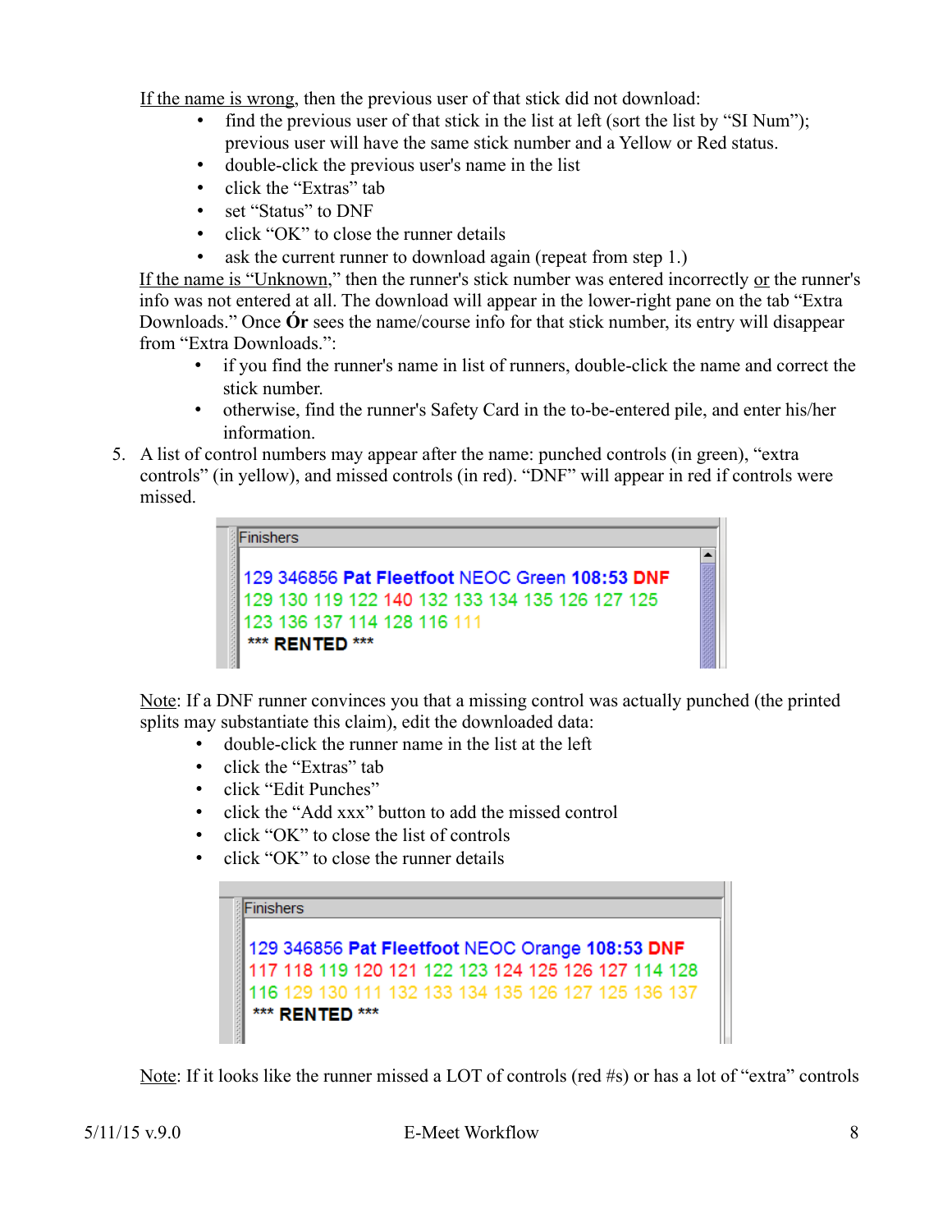If the name is wrong, then the previous user of that stick did not download:

- find the previous user of that stick in the list at left (sort the list by "SI Num"); previous user will have the same stick number and a Yellow or Red status.
- double-click the previous user's name in the list
- click the "Extras" tab
- set "Status" to DNF
- click "OK" to close the runner details
- ask the current runner to download again (repeat from step 1.)

If the name is "Unknown," then the runner's stick number was entered incorrectly or the runner's info was not entered at all. The download will appear in the lower-right pane on the tab "Extra Downloads." Once **Ór** sees the name/course info for that stick number, its entry will disappear from "Extra Downloads.":

- if you find the runner's name in list of runners, double-click the name and correct the stick number.
- otherwise, find the runner's Safety Card in the to-be-entered pile, and enter his/her information.

5. A list of control numbers may appear after the name: punched controls (in green), "extra controls" (in yellow), and missed controls (in red). "DNF" will appear in red if controls were missed.

```
Finishers

129 346856 Pat Fleetfoot NEOC Green 108:53 DNF
129 130 119 122 140 132 133 134 135 126 127 125
123 136 137 114 128 116 111
*** RENTED ***
```

Note: If a DNF runner convinces you that a missing control was actually punched (the printed splits may substantiate this claim), edit the downloaded data:

- double-click the runner name in the list at the left
- click the "Extras" tab
- click "Edit Punches"
- click the "Add xxx" button to add the missed control
- click "OK" to close the list of controls
- click "OK" to close the runner details

```
Finishers

129 346856 Pat Fleetfoot NEOC Orange 108:53 DNF
117 118 119 120 121 122 123 124 125 126 127 114 128
116 129 130 111 132 133 134 135 126 127 125 136 137
*** RENTED ***
```

Note: If it looks like the runner missed a LOT of controls (red #s) or has a lot of "extra" controls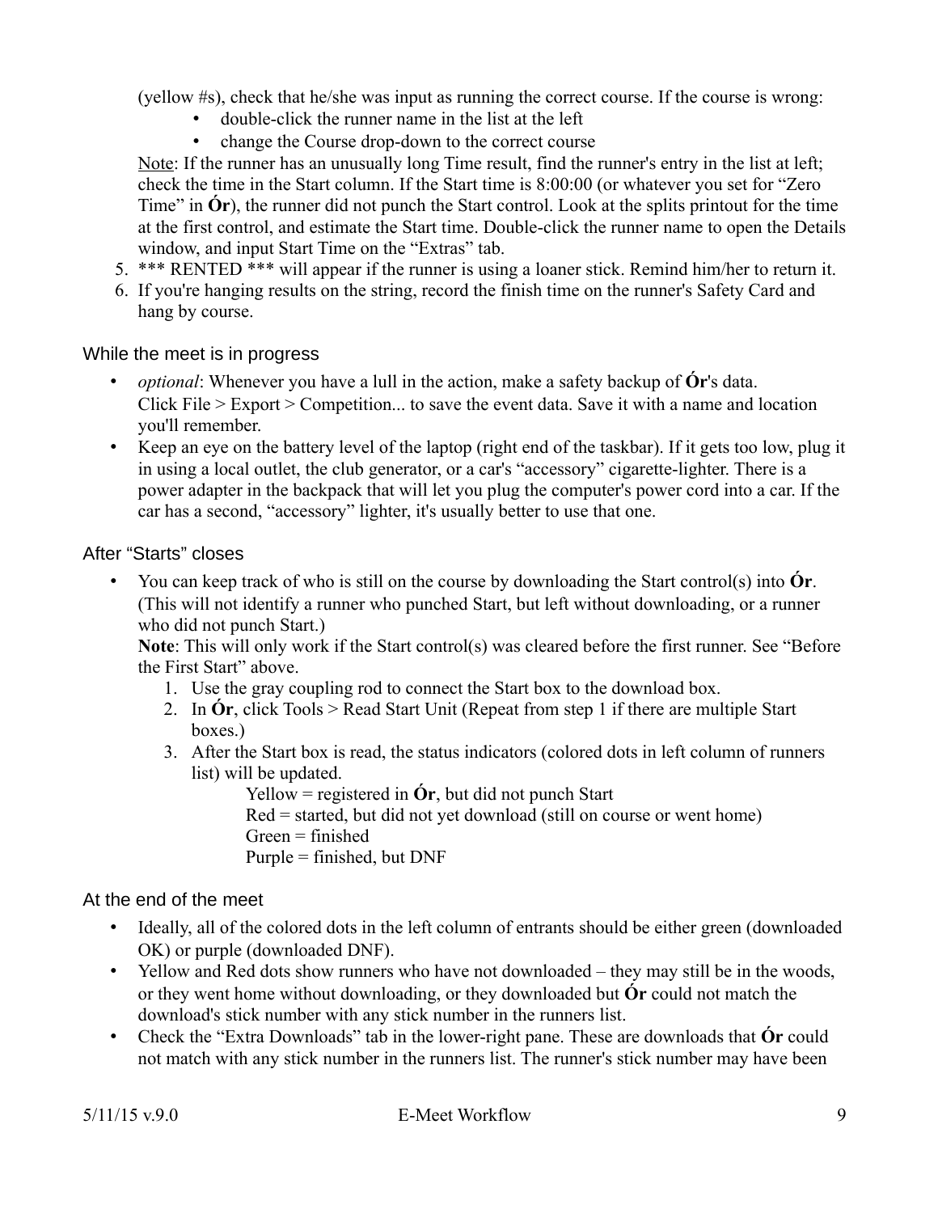(yellow #s), check that he/she was input as running the correct course. If the course is wrong:

- double-click the runner name in the list at the left
- change the Course drop-down to the correct course

Note: If the runner has an unusually long Time result, find the runner's entry in the list at left; check the time in the Start column. If the Start time is 8:00:00 (or whatever you set for "Zero Time" in **Ór**), the runner did not punch the Start control. Look at the splits printout for the time at the first control, and estimate the Start time. Double-click the runner name to open the Details window, and input Start Time on the "Extras" tab.

5. *** RENTED *** will appear if the runner is using a loaner stick. Remind him/her to return it.
6. If you're hanging results on the string, record the finish time on the runner's Safety Card and hang by course.

### While the meet is in progress

- *optional*: Whenever you have a lull in the action, make a safety backup of **Ór**'s data. Click File > Export > Competition... to save the event data. Save it with a name and location you'll remember.
- Keep an eye on the battery level of the laptop (right end of the taskbar). If it gets too low, plug it in using a local outlet, the club generator, or a car's "accessory" cigarette-lighter. There is a power adapter in the backpack that will let you plug the computer's power cord into a car. If the car has a second, "accessory" lighter, it's usually better to use that one.

### After "Starts" closes

- You can keep track of who is still on the course by downloading the Start control(s) into **Ór**. (This will not identify a runner who punched Start, but left without downloading, or a runner who did not punch Start.)
  **Note**: This will only work if the Start control(s) was cleared before the first runner. See "Before the First Start" above.
  1. Use the gray coupling rod to connect the Start box to the download box.
  2. In **Ór**, click Tools > Read Start Unit (Repeat from step 1 if there are multiple Start boxes.)
  3. After the Start box is read, the status indicators (colored dots in left column of runners list) will be updated.
     Yellow = registered in **Ór**, but did not punch Start
     Red = started, but did not yet download (still on course or went home)
     Green = finished
     Purple = finished, but DNF

### At the end of the meet

- Ideally, all of the colored dots in the left column of entrants should be either green (downloaded OK) or purple (downloaded DNF).
- Yellow and Red dots show runners who have not downloaded – they may still be in the woods, or they went home without downloading, or they downloaded but **Ór** could not match the download's stick number with any stick number in the runners list.
- Check the "Extra Downloads" tab in the lower-right pane. These are downloads that **Ór** could not match with any stick number in the runners list. The runner's stick number may have been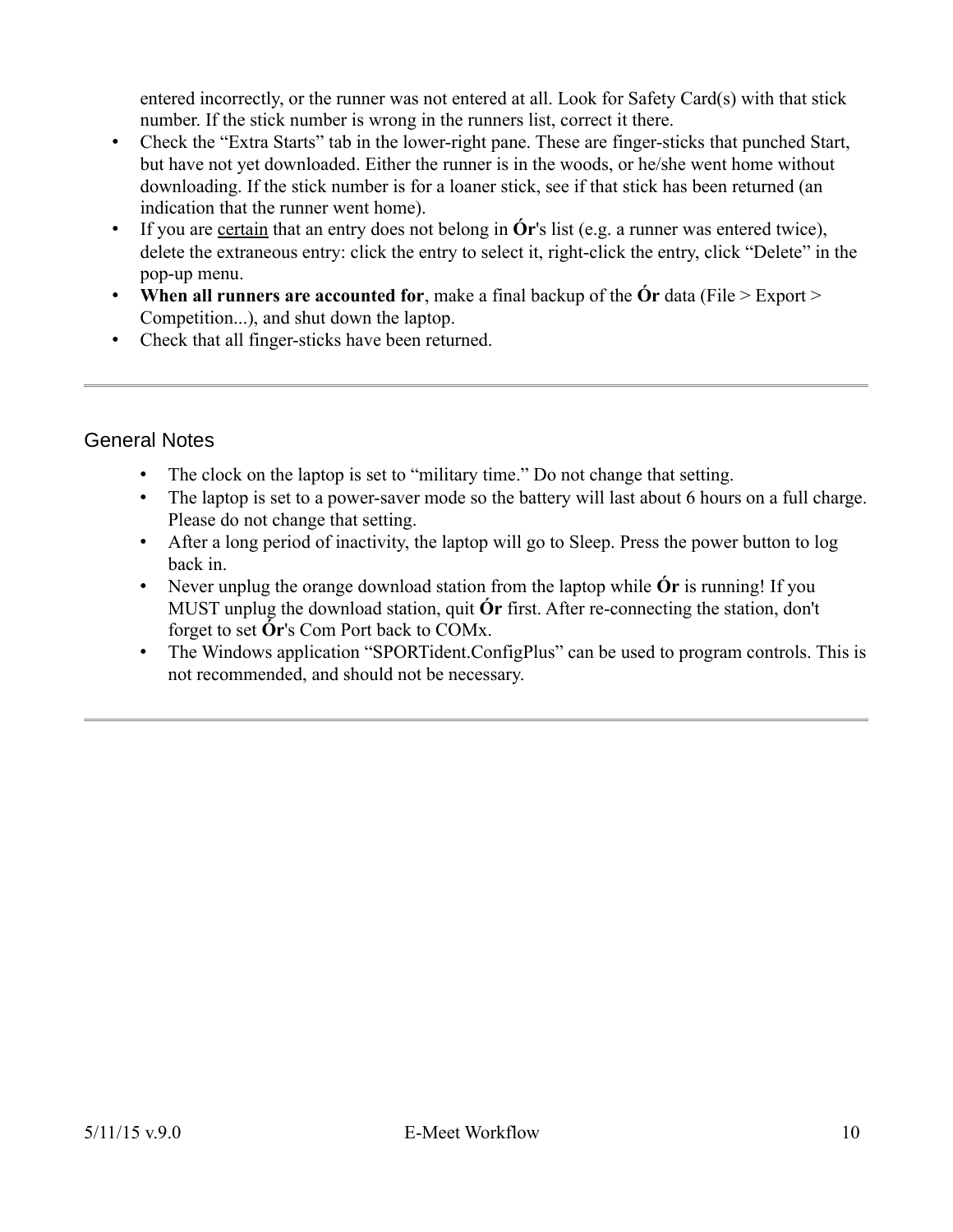entered incorrectly, or the runner was not entered at all. Look for Safety Card(s) with that stick number. If the stick number is wrong in the runners list, correct it there.

- Check the “Extra Starts” tab in the lower-right pane. These are finger-sticks that punched Start, but have not yet downloaded. Either the runner is in the woods, or he/she went home without downloading. If the stick number is for a loaner stick, see if that stick has been returned (an indication that the runner went home).
- If you are <u>certain</u> that an entry does not belong in **Ór**'s list (e.g. a runner was entered twice), delete the extraneous entry: click the entry to select it, right-click the entry, click “Delete” in the pop-up menu.
- **When all runners are accounted for**, make a final backup of the **Ór** data (File > Export > Competition...), and shut down the laptop.
- Check that all finger-sticks have been returned.

---

## General Notes

- The clock on the laptop is set to “military time.” Do not change that setting.
- The laptop is set to a power-saver mode so the battery will last about 6 hours on a full charge. Please do not change that setting.
- After a long period of inactivity, the laptop will go to Sleep. Press the power button to log back in.
- Never unplug the orange download station from the laptop while **Ór** is running! If you MUST unplug the download station, quit **Ór** first. After re-connecting the station, don't forget to set **Ór**'s Com Port back to COMx.
- The Windows application “SPORTident.ConfigPlus” can be used to program controls. This is not recommended, and should not be necessary.

---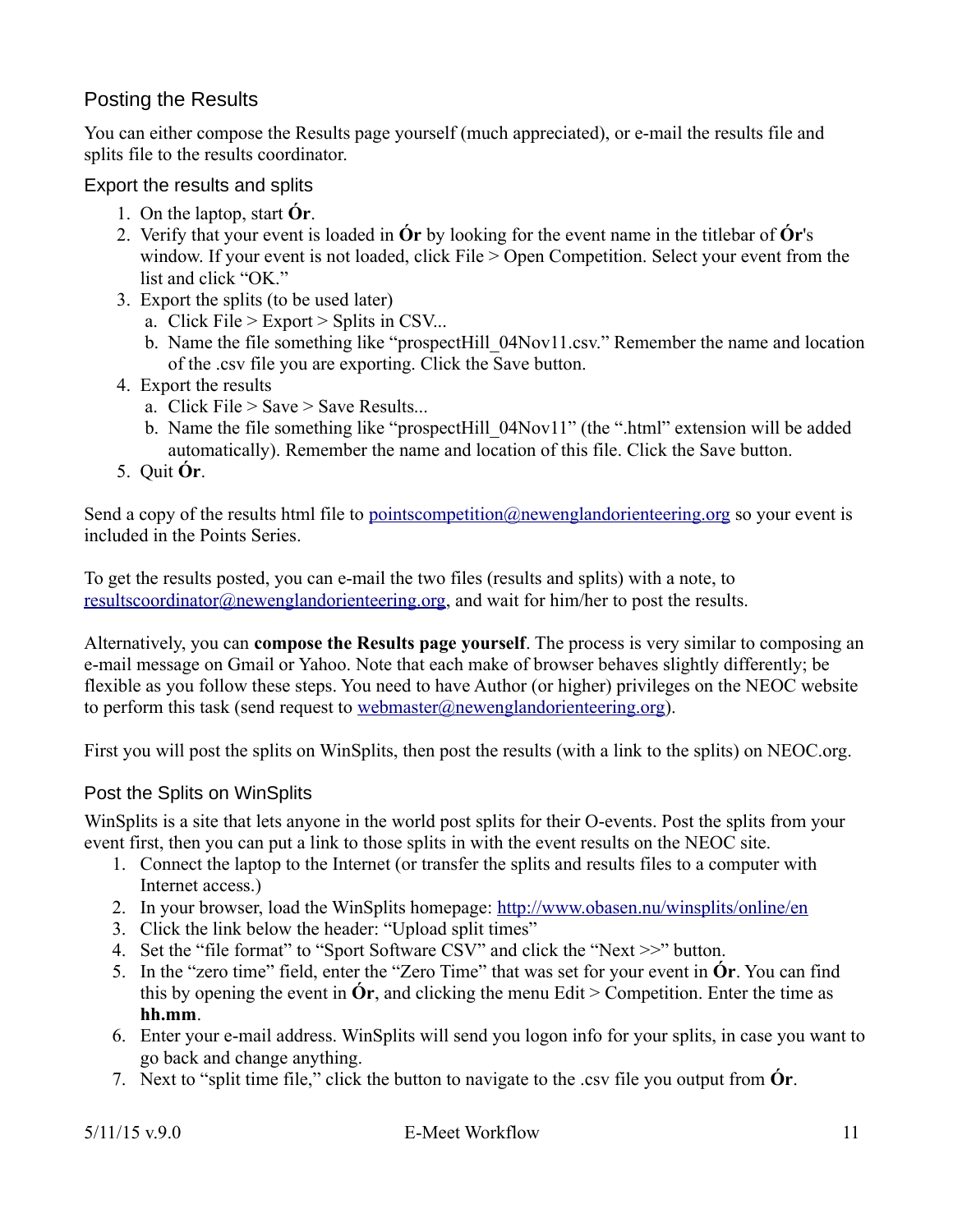## Posting the Results

You can either compose the Results page yourself (much appreciated), or e-mail the results file and splits file to the results coordinator.

### Export the results and splits

1. On the laptop, start **Ór**.
2. Verify that your event is loaded in **Ór** by looking for the event name in the titlebar of **Ór**'s window. If your event is not loaded, click File > Open Competition. Select your event from the list and click "OK."
3. Export the splits (to be used later)
   a. Click File > Export > Splits in CSV...
   b. Name the file something like "prospectHill_04Nov11.csv." Remember the name and location of the .csv file you are exporting. Click the Save button.
4. Export the results
   a. Click File > Save > Save Results...
   b. Name the file something like "prospectHill_04Nov11" (the ".html" extension will be added automatically). Remember the name and location of this file. Click the Save button.
5. Quit **Ór**.

Send a copy of the results html file to pointscompetition@newenglandorienteering.org so your event is included in the Points Series.

To get the results posted, you can e-mail the two files (results and splits) with a note, to resultscoordinator@newenglandorienteering.org, and wait for him/her to post the results.

Alternatively, you can **compose the Results page yourself**. The process is very similar to composing an e-mail message on Gmail or Yahoo. Note that each make of browser behaves slightly differently; be flexible as you follow these steps. You need to have Author (or higher) privileges on the NEOC website to perform this task (send request to webmaster@newenglandorienteering.org).

First you will post the splits on WinSplits, then post the results (with a link to the splits) on NEOC.org.

### Post the Splits on WinSplits

WinSplits is a site that lets anyone in the world post splits for their O-events. Post the splits from your event first, then you can put a link to those splits in with the event results on the NEOC site.

1. Connect the laptop to the Internet (or transfer the splits and results files to a computer with Internet access.)
2. In your browser, load the WinSplits homepage: http://www.obasen.nu/winsplits/online/en
3. Click the link below the header: "Upload split times"
4. Set the "file format" to "Sport Software CSV" and click the "Next >>" button.
5. In the "zero time" field, enter the "Zero Time" that was set for your event in **Ór**. You can find this by opening the event in **Ór**, and clicking the menu Edit > Competition. Enter the time as **hh.mm**.
6. Enter your e-mail address. WinSplits will send you logon info for your splits, in case you want to go back and change anything.
7. Next to "split time file," click the button to navigate to the .csv file you output from **Ór**.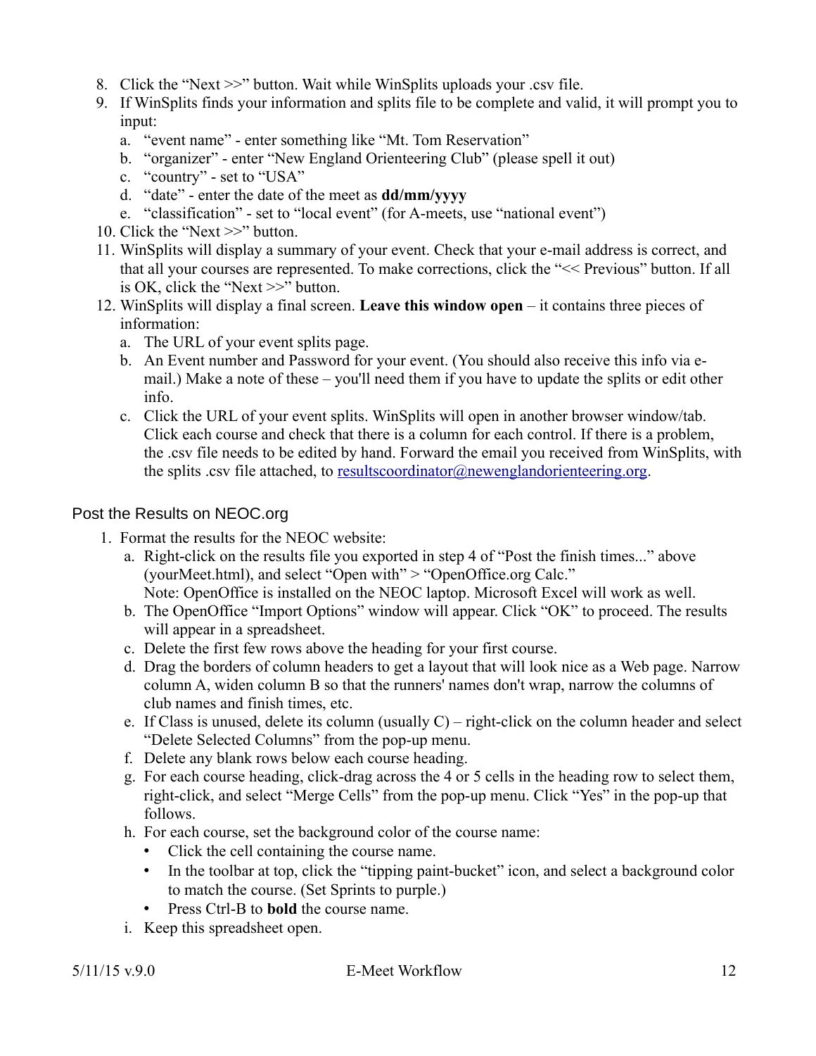8. Click the "Next >>" button. Wait while WinSplits uploads your .csv file.
9. If WinSplits finds your information and splits file to be complete and valid, it will prompt you to input:
   a. "event name" - enter something like "Mt. Tom Reservation"
   b. "organizer" - enter "New England Orienteering Club" (please spell it out)
   c. "country" - set to "USA"
   d. "date" - enter the date of the meet as **dd/mm/yyyy**
   e. "classification" - set to "local event" (for A-meets, use "national event")
10. Click the "Next >>" button.
11. WinSplits will display a summary of your event. Check that your e-mail address is correct, and that all your courses are represented. To make corrections, click the "<< Previous" button. If all is OK, click the "Next >>" button.
12. WinSplits will display a final screen. **Leave this window open** – it contains three pieces of information:
    a. The URL of your event splits page.
    b. An Event number and Password for your event. (You should also receive this info via e-mail.) Make a note of these – you'll need them if you have to update the splits or edit other info.
    c. Click the URL of your event splits. WinSplits will open in another browser window/tab. Click each course and check that there is a column for each control. If there is a problem, the .csv file needs to be edited by hand. Forward the email you received from WinSplits, with the splits .csv file attached, to resultscoordinator@newenglandorienteering.org.

## Post the Results on NEOC.org

1. Format the results for the NEOC website:
   a. Right-click on the results file you exported in step 4 of "Post the finish times..." above (yourMeet.html), and select "Open with" > "OpenOffice.org Calc."
   Note: OpenOffice is installed on the NEOC laptop. Microsoft Excel will work as well.
   b. The OpenOffice "Import Options" window will appear. Click "OK" to proceed. The results will appear in a spreadsheet.
   c. Delete the first few rows above the heading for your first course.
   d. Drag the borders of column headers to get a layout that will look nice as a Web page. Narrow column A, widen column B so that the runners' names don't wrap, narrow the columns of club names and finish times, etc.
   e. If Class is unused, delete its column (usually C) – right-click on the column header and select "Delete Selected Columns" from the pop-up menu.
   f. Delete any blank rows below each course heading.
   g. For each course heading, click-drag across the 4 or 5 cells in the heading row to select them, right-click, and select "Merge Cells" from the pop-up menu. Click "Yes" in the pop-up that follows.
   h. For each course, set the background color of the course name:
      - Click the cell containing the course name.
      - In the toolbar at top, click the "tipping paint-bucket" icon, and select a background color to match the course. (Set Sprints to purple.)
      - Press Ctrl-B to **bold** the course name.
   i. Keep this spreadsheet open.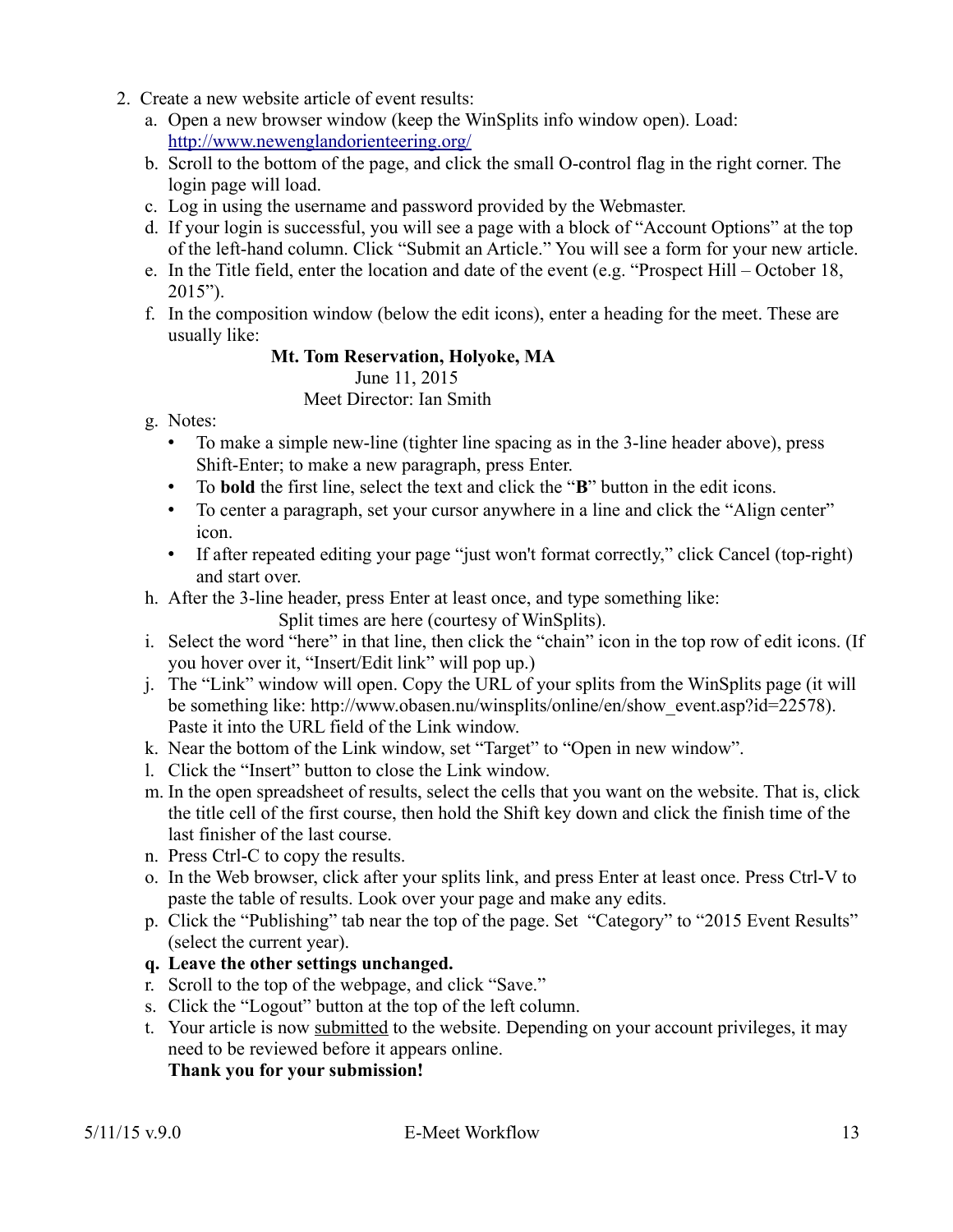2. Create a new website article of event results:
   a. Open a new browser window (keep the WinSplits info window open). Load: [http://www.newenglandorienteering.org/](http://www.newenglandorienteering.org/)
   b. Scroll to the bottom of the page, and click the small O-control flag in the right corner. The login page will load.
   c. Log in using the username and password provided by the Webmaster.
   d. If your login is successful, you will see a page with a block of "Account Options" at the top of the left-hand column. Click "Submit an Article." You will see a form for your new article.
   e. In the Title field, enter the location and date of the event (e.g. "Prospect Hill – October 18, 2015").
   f. In the composition window (below the edit icons), enter a heading for the meet. These are usually like:

      **Mt. Tom Reservation, Holyoke, MA**
      June 11, 2015
      Meet Director: Ian Smith

   g. Notes:
      - To make a simple new-line (tighter line spacing as in the 3-line header above), press Shift-Enter; to make a new paragraph, press Enter.
      - To **bold** the first line, select the text and click the "**B**" button in the edit icons.
      - To center a paragraph, set your cursor anywhere in a line and click the "Align center" icon.
      - If after repeated editing your page "just won't format correctly," click Cancel (top-right) and start over.
   h. After the 3-line header, press Enter at least once, and type something like:

      Split times are here (courtesy of WinSplits).

   i. Select the word "here" in that line, then click the "chain" icon in the top row of edit icons. (If you hover over it, "Insert/Edit link" will pop up.)
   j. The "Link" window will open. Copy the URL of your splits from the WinSplits page (it will be something like: http://www.obasen.nu/winsplits/online/en/show_event.asp?id=22578). Paste it into the URL field of the Link window.
   k. Near the bottom of the Link window, set "Target" to "Open in new window".
   l. Click the "Insert" button to close the Link window.
   m. In the open spreadsheet of results, select the cells that you want on the website. That is, click the title cell of the first course, then hold the Shift key down and click the finish time of the last finisher of the last course.
   n. Press Ctrl-C to copy the results.
   o. In the Web browser, click after your splits link, and press Enter at least once. Press Ctrl-V to paste the table of results. Look over your page and make any edits.
   p. Click the "Publishing" tab near the top of the page. Set "Category" to "2015 Event Results" (select the current year).
   q. **Leave the other settings unchanged.**
   r. Scroll to the top of the webpage, and click "Save."
   s. Click the "Logout" button at the top of the left column.
   t. Your article is now submitted to the website. Depending on your account privileges, it may need to be reviewed before it appears online.
      **Thank you for your submission!**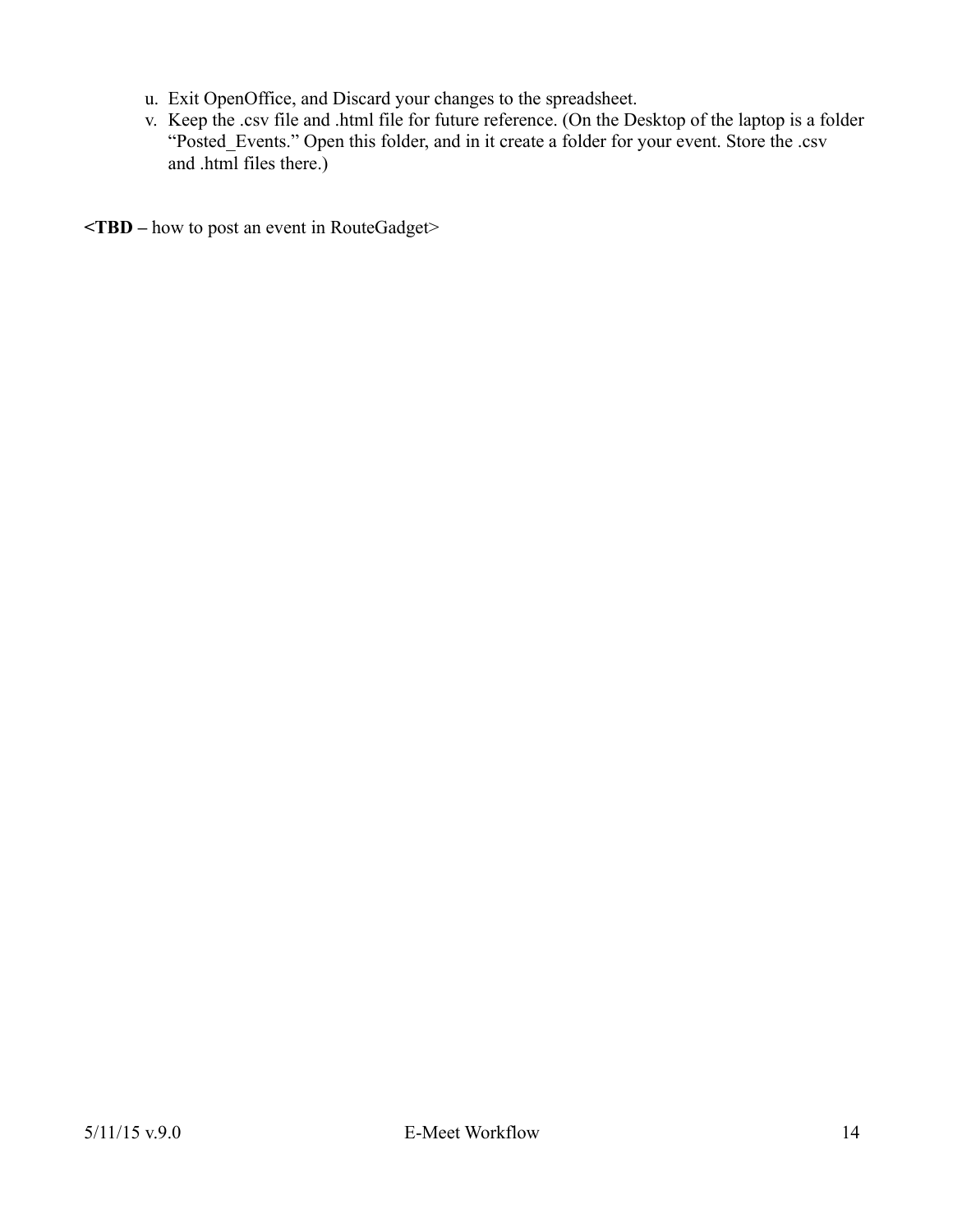u. Exit OpenOffice, and Discard your changes to the spreadsheet.
v. Keep the .csv file and .html file for future reference. (On the Desktop of the laptop is a folder "Posted_Events." Open this folder, and in it create a folder for your event. Store the .csv and .html files there.)

**<TBD –** how to post an event in RouteGadget>